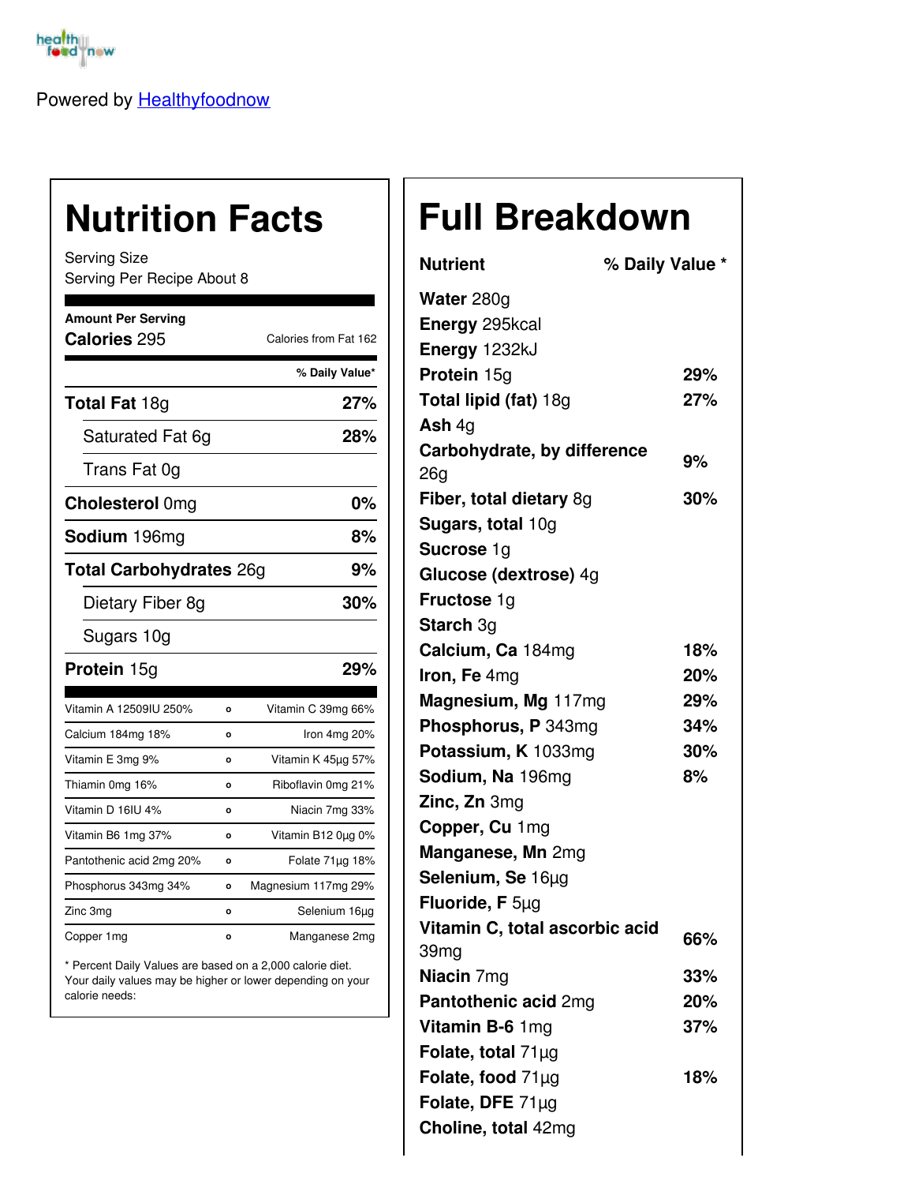Powered by Healthyfoodnow

# Nutrition Facts

Serving Size
Serving Per Recipe About 8

**Amount Per Serving**
**Calories** 295 — Calories from Fat 162

| | % Daily Value* |
|---|---|
| **Total Fat** 18g | **27%** |
| Saturated Fat 6g | **28%** |
| Trans Fat 0g | |
| **Cholesterol** 0mg | **0%** |
| **Sodium** 196mg | **8%** |
| **Total Carbohydrates** 26g | **9%** |
| Dietary Fiber 8g | **30%** |
| Sugars 10g | |
| **Protein** 15g | **29%** |

| | | |
|---|---|---|
| Vitamin A 12509IU 250% | o | Vitamin C 39mg 66% |
| Calcium 184mg 18% | o | Iron 4mg 20% |
| Vitamin E 3mg 9% | o | Vitamin K 45µg 57% |
| Thiamin 0mg 16% | o | Riboflavin 0mg 21% |
| Vitamin D 16IU 4% | o | Niacin 7mg 33% |
| Vitamin B6 1mg 37% | o | Vitamin B12 0µg 0% |
| Pantothenic acid 2mg 20% | o | Folate 71µg 18% |
| Phosphorus 343mg 34% | o | Magnesium 117mg 29% |
| Zinc 3mg | o | Selenium 16µg |
| Copper 1mg | o | Manganese 2mg |

* Percent Daily Values are based on a 2,000 calorie diet. Your daily values may be higher or lower depending on your calorie needs:

# Full Breakdown

| Nutrient | % Daily Value * |
|---|---|
| **Water** 280g | |
| **Energy** 295kcal | |
| **Energy** 1232kJ | |
| **Protein** 15g | **29%** |
| **Total lipid (fat)** 18g | **27%** |
| **Ash** 4g | |
| **Carbohydrate, by difference** 26g | **9%** |
| **Fiber, total dietary** 8g | **30%** |
| **Sugars, total** 10g | |
| **Sucrose** 1g | |
| **Glucose (dextrose)** 4g | |
| **Fructose** 1g | |
| **Starch** 3g | |
| **Calcium, Ca** 184mg | **18%** |
| **Iron, Fe** 4mg | **20%** |
| **Magnesium, Mg** 117mg | **29%** |
| **Phosphorus, P** 343mg | **34%** |
| **Potassium, K** 1033mg | **30%** |
| **Sodium, Na** 196mg | **8%** |
| **Zinc, Zn** 3mg | |
| **Copper, Cu** 1mg | |
| **Manganese, Mn** 2mg | |
| **Selenium, Se** 16µg | |
| **Fluoride, F** 5µg | |
| **Vitamin C, total ascorbic acid** 39mg | **66%** |
| **Niacin** 7mg | **33%** |
| **Pantothenic acid** 2mg | **20%** |
| **Vitamin B-6** 1mg | **37%** |
| **Folate, total** 71µg | |
| **Folate, food** 71µg | **18%** |
| **Folate, DFE** 71µg | |
| **Choline, total** 42mg | |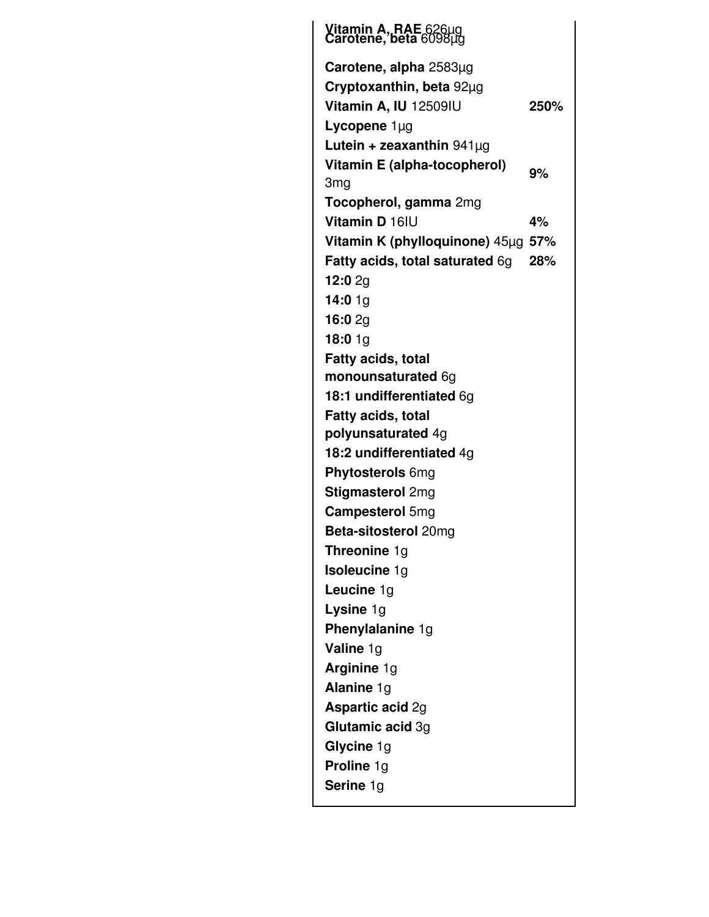| | |
|---|---|
| **Vitamin A, RAE** 626µg | |
| **Carotene, beta** 6098µg | |
| **Carotene, alpha** 2583µg | |
| **Cryptoxanthin, beta** 92µg | |
| **Vitamin A, IU** 12509IU | **250%** |
| **Lycopene** 1µg | |
| **Lutein + zeaxanthin** 941µg | |
| **Vitamin E (alpha-tocopherol)** 3mg | **9%** |
| **Tocopherol, gamma** 2mg | |
| **Vitamin D** 16IU | **4%** |
| **Vitamin K (phylloquinone)** 45µg | **57%** |
| **Fatty acids, total saturated** 6g | **28%** |
| **12:0** 2g | |
| **14:0** 1g | |
| **16:0** 2g | |
| **18:0** 1g | |
| **Fatty acids, total monounsaturated** 6g | |
| **18:1 undifferentiated** 6g | |
| **Fatty acids, total polyunsaturated** 4g | |
| **18:2 undifferentiated** 4g | |
| **Phytosterols** 6mg | |
| **Stigmasterol** 2mg | |
| **Campesterol** 5mg | |
| **Beta-sitosterol** 20mg | |
| **Threonine** 1g | |
| **Isoleucine** 1g | |
| **Leucine** 1g | |
| **Lysine** 1g | |
| **Phenylalanine** 1g | |
| **Valine** 1g | |
| **Arginine** 1g | |
| **Alanine** 1g | |
| **Aspartic acid** 2g | |
| **Glutamic acid** 3g | |
| **Glycine** 1g | |
| **Proline** 1g | |
| **Serine** 1g | |